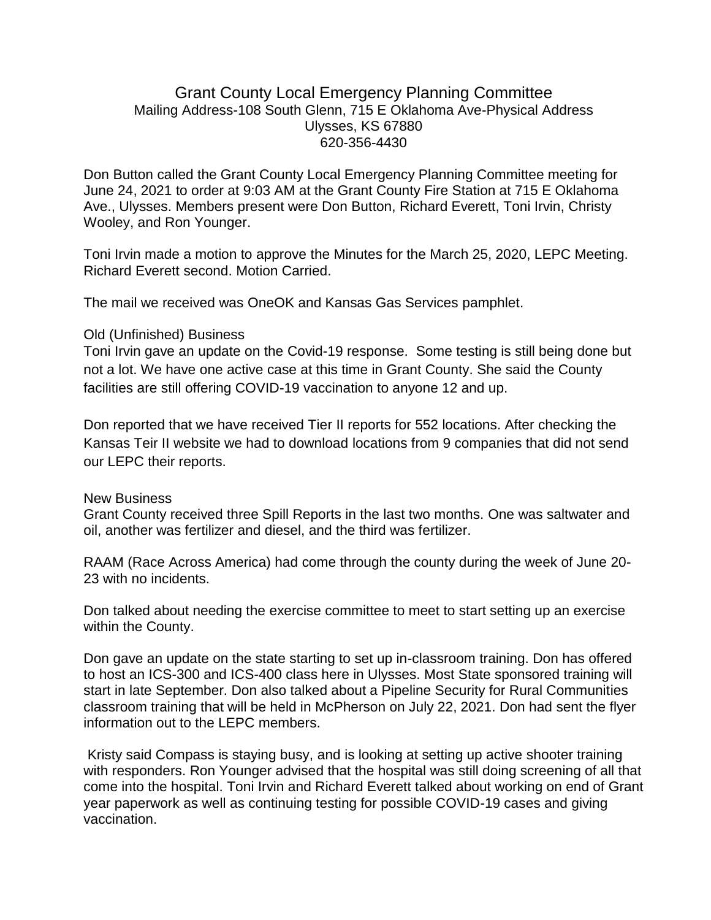# Grant County Local Emergency Planning Committee

Mailing Address-108 South Glenn, 715 E Oklahoma Ave-Physical Address
Ulysses, KS 67880
620-356-4430

Don Button called the Grant County Local Emergency Planning Committee meeting for June 24, 2021 to order at 9:03 AM at the Grant County Fire Station at 715 E Oklahoma Ave., Ulysses. Members present were Don Button, Richard Everett, Toni Irvin, Christy Wooley, and Ron Younger.

Toni Irvin made a motion to approve the Minutes for the March 25, 2020, LEPC Meeting. Richard Everett second. Motion Carried.

The mail we received was OneOK and Kansas Gas Services pamphlet.

Old (Unfinished) Business

Toni Irvin gave an update on the Covid-19 response. Some testing is still being done but not a lot. We have one active case at this time in Grant County. She said the County facilities are still offering COVID-19 vaccination to anyone 12 and up.

Don reported that we have received Tier II reports for 552 locations. After checking the Kansas Teir II website we had to download locations from 9 companies that did not send our LEPC their reports.

New Business

Grant County received three Spill Reports in the last two months. One was saltwater and oil, another was fertilizer and diesel, and the third was fertilizer.

RAAM (Race Across America) had come through the county during the week of June 20-23 with no incidents.

Don talked about needing the exercise committee to meet to start setting up an exercise within the County.

Don gave an update on the state starting to set up in-classroom training. Don has offered to host an ICS-300 and ICS-400 class here in Ulysses. Most State sponsored training will start in late September. Don also talked about a Pipeline Security for Rural Communities classroom training that will be held in McPherson on July 22, 2021. Don had sent the flyer information out to the LEPC members.

Kristy said Compass is staying busy, and is looking at setting up active shooter training with responders. Ron Younger advised that the hospital was still doing screening of all that come into the hospital. Toni Irvin and Richard Everett talked about working on end of Grant year paperwork as well as continuing testing for possible COVID-19 cases and giving vaccination.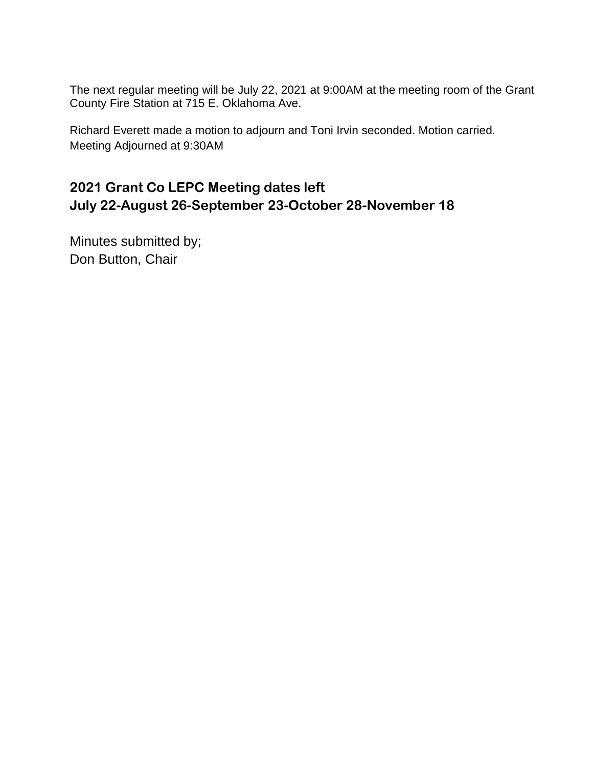The next regular meeting will be July 22, 2021 at 9:00AM at the meeting room of the Grant County Fire Station at 715 E. Oklahoma Ave.

Richard Everett made a motion to adjourn and Toni Irvin seconded. Motion carried.
Meeting Adjourned at 9:30AM

## 2021 Grant Co LEPC Meeting dates left
## July 22-August 26-September 23-October 28-November 18

Minutes submitted by;
Don Button, Chair